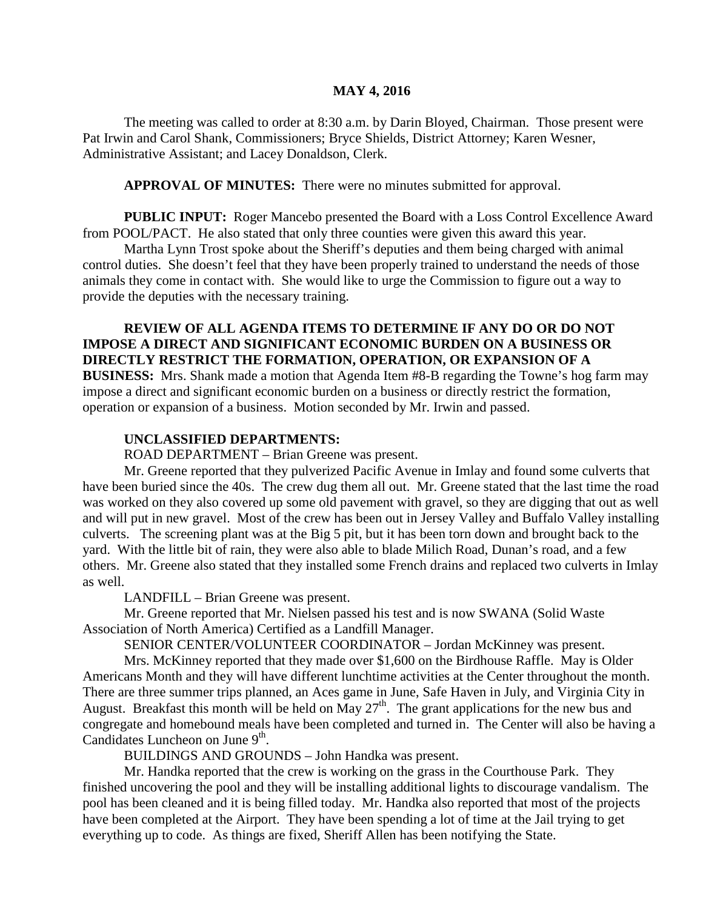**MAY 4, 2016**

The meeting was called to order at 8:30 a.m. by Darin Bloyed, Chairman. Those present were Pat Irwin and Carol Shank, Commissioners; Bryce Shields, District Attorney; Karen Wesner, Administrative Assistant; and Lacey Donaldson, Clerk.

**APPROVAL OF MINUTES:** There were no minutes submitted for approval.

**PUBLIC INPUT:** Roger Mancebo presented the Board with a Loss Control Excellence Award from POOL/PACT. He also stated that only three counties were given this award this year.

Martha Lynn Trost spoke about the Sheriff's deputies and them being charged with animal control duties. She doesn't feel that they have been properly trained to understand the needs of those animals they come in contact with. She would like to urge the Commission to figure out a way to provide the deputies with the necessary training.

**REVIEW OF ALL AGENDA ITEMS TO DETERMINE IF ANY DO OR DO NOT IMPOSE A DIRECT AND SIGNIFICANT ECONOMIC BURDEN ON A BUSINESS OR DIRECTLY RESTRICT THE FORMATION, OPERATION, OR EXPANSION OF A BUSINESS:** Mrs. Shank made a motion that Agenda Item #8-B regarding the Towne's hog farm may impose a direct and significant economic burden on a business or directly restrict the formation, operation or expansion of a business. Motion seconded by Mr. Irwin and passed.

**UNCLASSIFIED DEPARTMENTS:**

ROAD DEPARTMENT – Brian Greene was present.

Mr. Greene reported that they pulverized Pacific Avenue in Imlay and found some culverts that have been buried since the 40s. The crew dug them all out. Mr. Greene stated that the last time the road was worked on they also covered up some old pavement with gravel, so they are digging that out as well and will put in new gravel. Most of the crew has been out in Jersey Valley and Buffalo Valley installing culverts. The screening plant was at the Big 5 pit, but it has been torn down and brought back to the yard. With the little bit of rain, they were also able to blade Milich Road, Dunan's road, and a few others. Mr. Greene also stated that they installed some French drains and replaced two culverts in Imlay as well.

LANDFILL – Brian Greene was present.

Mr. Greene reported that Mr. Nielsen passed his test and is now SWANA (Solid Waste Association of North America) Certified as a Landfill Manager.

SENIOR CENTER/VOLUNTEER COORDINATOR – Jordan McKinney was present.

Mrs. McKinney reported that they made over $1,600 on the Birdhouse Raffle. May is Older Americans Month and they will have different lunchtime activities at the Center throughout the month. There are three summer trips planned, an Aces game in June, Safe Haven in July, and Virginia City in August. Breakfast this month will be held on May 27th. The grant applications for the new bus and congregate and homebound meals have been completed and turned in. The Center will also be having a Candidates Luncheon on June 9th.

BUILDINGS AND GROUNDS – John Handka was present.

Mr. Handka reported that the crew is working on the grass in the Courthouse Park. They finished uncovering the pool and they will be installing additional lights to discourage vandalism. The pool has been cleaned and it is being filled today. Mr. Handka also reported that most of the projects have been completed at the Airport. They have been spending a lot of time at the Jail trying to get everything up to code. As things are fixed, Sheriff Allen has been notifying the State.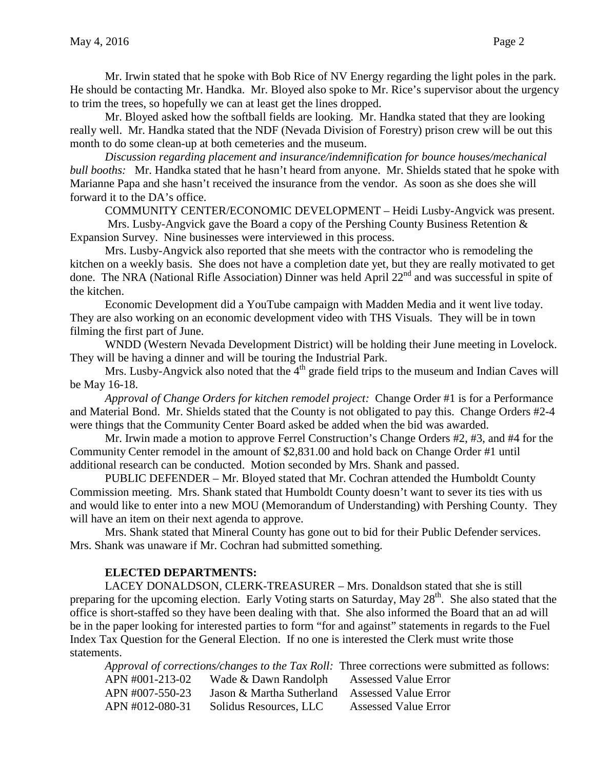Mr. Irwin stated that he spoke with Bob Rice of NV Energy regarding the light poles in the park. He should be contacting Mr. Handka. Mr. Bloyed also spoke to Mr. Rice's supervisor about the urgency to trim the trees, so hopefully we can at least get the lines dropped.

Mr. Bloyed asked how the softball fields are looking. Mr. Handka stated that they are looking really well. Mr. Handka stated that the NDF (Nevada Division of Forestry) prison crew will be out this month to do some clean-up at both cemeteries and the museum.

*Discussion regarding placement and insurance/indemnification for bounce houses/mechanical bull booths:* Mr. Handka stated that he hasn't heard from anyone. Mr. Shields stated that he spoke with Marianne Papa and she hasn't received the insurance from the vendor. As soon as she does she will forward it to the DA's office.

COMMUNITY CENTER/ECONOMIC DEVELOPMENT – Heidi Lusby-Angvick was present.

Mrs. Lusby-Angvick gave the Board a copy of the Pershing County Business Retention & Expansion Survey. Nine businesses were interviewed in this process.

Mrs. Lusby-Angvick also reported that she meets with the contractor who is remodeling the kitchen on a weekly basis. She does not have a completion date yet, but they are really motivated to get done. The NRA (National Rifle Association) Dinner was held April 22nd and was successful in spite of the kitchen.

Economic Development did a YouTube campaign with Madden Media and it went live today. They are also working on an economic development video with THS Visuals. They will be in town filming the first part of June.

WNDD (Western Nevada Development District) will be holding their June meeting in Lovelock. They will be having a dinner and will be touring the Industrial Park.

Mrs. Lusby-Angvick also noted that the 4th grade field trips to the museum and Indian Caves will be May 16-18.

*Approval of Change Orders for kitchen remodel project:* Change Order #1 is for a Performance and Material Bond. Mr. Shields stated that the County is not obligated to pay this. Change Orders #2-4 were things that the Community Center Board asked be added when the bid was awarded.

Mr. Irwin made a motion to approve Ferrel Construction's Change Orders #2, #3, and #4 for the Community Center remodel in the amount of $2,831.00 and hold back on Change Order #1 until additional research can be conducted. Motion seconded by Mrs. Shank and passed.

PUBLIC DEFENDER – Mr. Bloyed stated that Mr. Cochran attended the Humboldt County Commission meeting. Mrs. Shank stated that Humboldt County doesn't want to sever its ties with us and would like to enter into a new MOU (Memorandum of Understanding) with Pershing County. They will have an item on their next agenda to approve.

Mrs. Shank stated that Mineral County has gone out to bid for their Public Defender services. Mrs. Shank was unaware if Mr. Cochran had submitted something.

**ELECTED DEPARTMENTS:**

LACEY DONALDSON, CLERK-TREASURER – Mrs. Donaldson stated that she is still preparing for the upcoming election. Early Voting starts on Saturday, May 28th. She also stated that the office is short-staffed so they have been dealing with that. She also informed the Board that an ad will be in the paper looking for interested parties to form "for and against" statements in regards to the Fuel Index Tax Question for the General Election. If no one is interested the Clerk must write those statements.

*Approval of corrections/changes to the Tax Roll:* Three corrections were submitted as follows:

| | | |
|---|---|---|
| APN #001-213-02 | Wade & Dawn Randolph | Assessed Value Error |
| APN #007-550-23 | Jason & Martha Sutherland | Assessed Value Error |
| APN #012-080-31 | Solidus Resources, LLC | Assessed Value Error |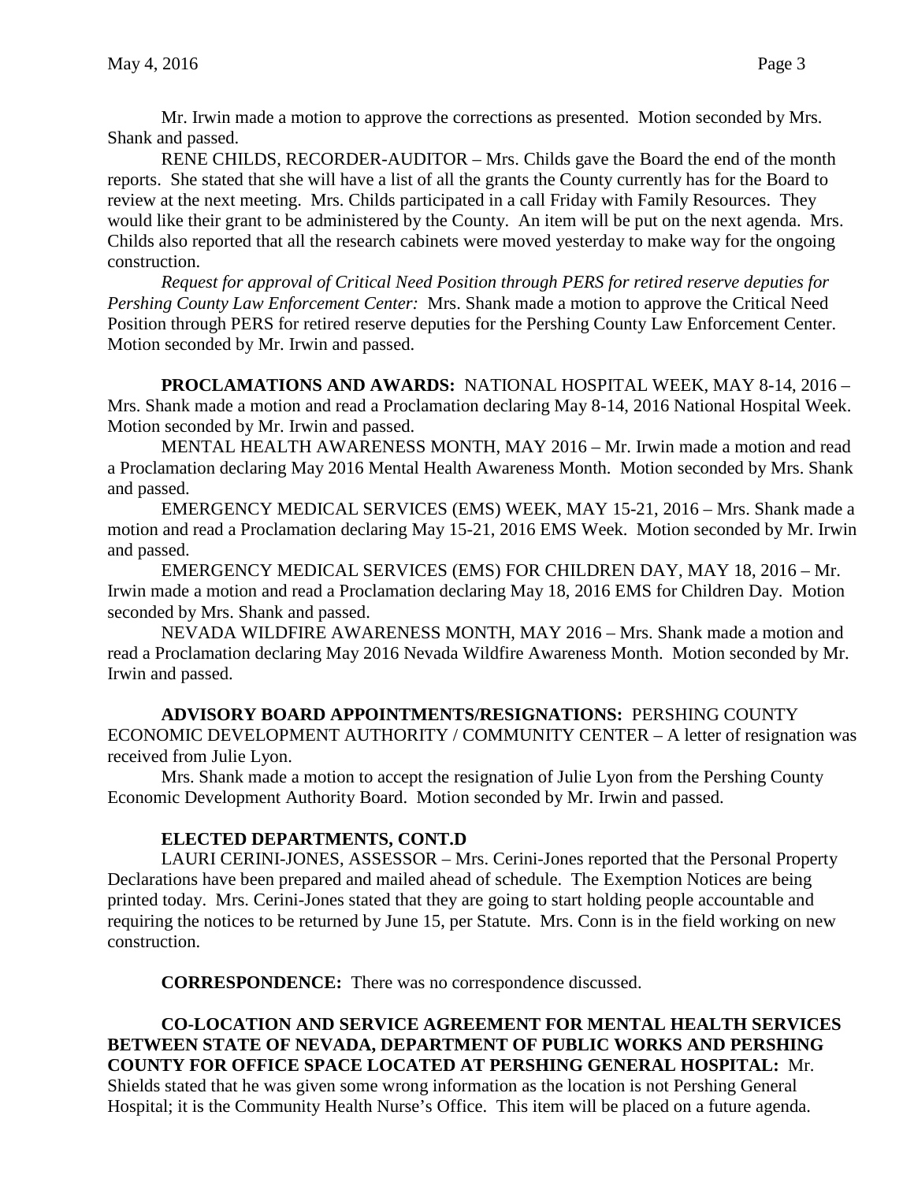Mr. Irwin made a motion to approve the corrections as presented. Motion seconded by Mrs. Shank and passed.

RENE CHILDS, RECORDER-AUDITOR – Mrs. Childs gave the Board the end of the month reports. She stated that she will have a list of all the grants the County currently has for the Board to review at the next meeting. Mrs. Childs participated in a call Friday with Family Resources. They would like their grant to be administered by the County. An item will be put on the next agenda. Mrs. Childs also reported that all the research cabinets were moved yesterday to make way for the ongoing construction.

*Request for approval of Critical Need Position through PERS for retired reserve deputies for Pershing County Law Enforcement Center:* Mrs. Shank made a motion to approve the Critical Need Position through PERS for retired reserve deputies for the Pershing County Law Enforcement Center. Motion seconded by Mr. Irwin and passed.

**PROCLAMATIONS AND AWARDS:** NATIONAL HOSPITAL WEEK, MAY 8-14, 2016 – Mrs. Shank made a motion and read a Proclamation declaring May 8-14, 2016 National Hospital Week. Motion seconded by Mr. Irwin and passed.

MENTAL HEALTH AWARENESS MONTH, MAY 2016 – Mr. Irwin made a motion and read a Proclamation declaring May 2016 Mental Health Awareness Month. Motion seconded by Mrs. Shank and passed.

EMERGENCY MEDICAL SERVICES (EMS) WEEK, MAY 15-21, 2016 – Mrs. Shank made a motion and read a Proclamation declaring May 15-21, 2016 EMS Week. Motion seconded by Mr. Irwin and passed.

EMERGENCY MEDICAL SERVICES (EMS) FOR CHILDREN DAY, MAY 18, 2016 – Mr. Irwin made a motion and read a Proclamation declaring May 18, 2016 EMS for Children Day. Motion seconded by Mrs. Shank and passed.

NEVADA WILDFIRE AWARENESS MONTH, MAY 2016 – Mrs. Shank made a motion and read a Proclamation declaring May 2016 Nevada Wildfire Awareness Month. Motion seconded by Mr. Irwin and passed.

**ADVISORY BOARD APPOINTMENTS/RESIGNATIONS:** PERSHING COUNTY ECONOMIC DEVELOPMENT AUTHORITY / COMMUNITY CENTER – A letter of resignation was received from Julie Lyon.

Mrs. Shank made a motion to accept the resignation of Julie Lyon from the Pershing County Economic Development Authority Board. Motion seconded by Mr. Irwin and passed.

**ELECTED DEPARTMENTS, CONT.D**

LAURI CERINI-JONES, ASSESSOR – Mrs. Cerini-Jones reported that the Personal Property Declarations have been prepared and mailed ahead of schedule. The Exemption Notices are being printed today. Mrs. Cerini-Jones stated that they are going to start holding people accountable and requiring the notices to be returned by June 15, per Statute. Mrs. Conn is in the field working on new construction.

**CORRESPONDENCE:** There was no correspondence discussed.

**CO-LOCATION AND SERVICE AGREEMENT FOR MENTAL HEALTH SERVICES BETWEEN STATE OF NEVADA, DEPARTMENT OF PUBLIC WORKS AND PERSHING COUNTY FOR OFFICE SPACE LOCATED AT PERSHING GENERAL HOSPITAL:** Mr. Shields stated that he was given some wrong information as the location is not Pershing General Hospital; it is the Community Health Nurse's Office. This item will be placed on a future agenda.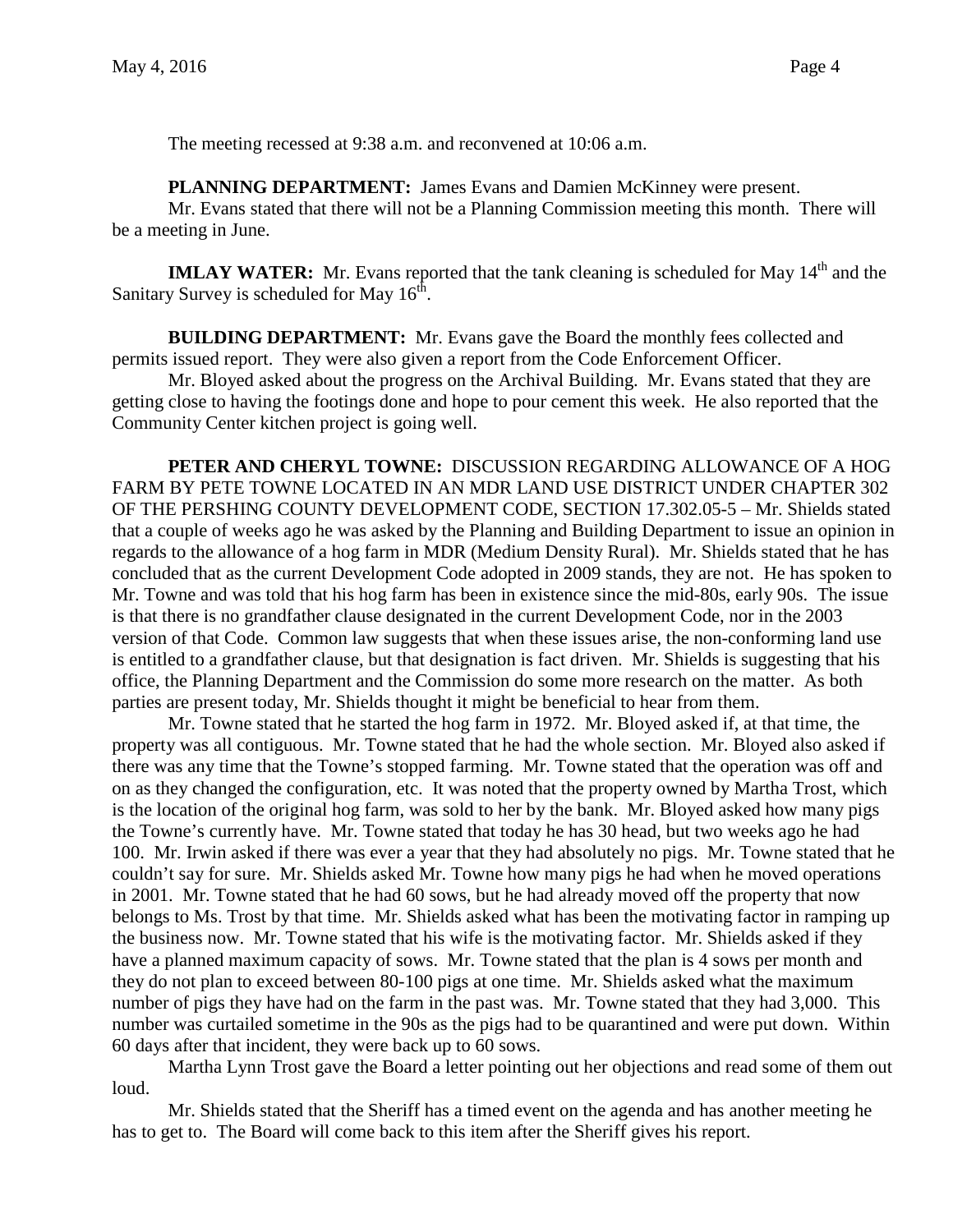The meeting recessed at 9:38 a.m. and reconvened at 10:06 a.m.

**PLANNING DEPARTMENT:** James Evans and Damien McKinney were present.

Mr. Evans stated that there will not be a Planning Commission meeting this month. There will be a meeting in June.

**IMLAY WATER:** Mr. Evans reported that the tank cleaning is scheduled for May 14th and the Sanitary Survey is scheduled for May 16th.

**BUILDING DEPARTMENT:** Mr. Evans gave the Board the monthly fees collected and permits issued report. They were also given a report from the Code Enforcement Officer.

Mr. Bloyed asked about the progress on the Archival Building. Mr. Evans stated that they are getting close to having the footings done and hope to pour cement this week. He also reported that the Community Center kitchen project is going well.

**PETER AND CHERYL TOWNE:** DISCUSSION REGARDING ALLOWANCE OF A HOG FARM BY PETE TOWNE LOCATED IN AN MDR LAND USE DISTRICT UNDER CHAPTER 302 OF THE PERSHING COUNTY DEVELOPMENT CODE, SECTION 17.302.05-5 – Mr. Shields stated that a couple of weeks ago he was asked by the Planning and Building Department to issue an opinion in regards to the allowance of a hog farm in MDR (Medium Density Rural). Mr. Shields stated that he has concluded that as the current Development Code adopted in 2009 stands, they are not. He has spoken to Mr. Towne and was told that his hog farm has been in existence since the mid-80s, early 90s. The issue is that there is no grandfather clause designated in the current Development Code, nor in the 2003 version of that Code. Common law suggests that when these issues arise, the non-conforming land use is entitled to a grandfather clause, but that designation is fact driven. Mr. Shields is suggesting that his office, the Planning Department and the Commission do some more research on the matter. As both parties are present today, Mr. Shields thought it might be beneficial to hear from them.

Mr. Towne stated that he started the hog farm in 1972. Mr. Bloyed asked if, at that time, the property was all contiguous. Mr. Towne stated that he had the whole section. Mr. Bloyed also asked if there was any time that the Towne's stopped farming. Mr. Towne stated that the operation was off and on as they changed the configuration, etc. It was noted that the property owned by Martha Trost, which is the location of the original hog farm, was sold to her by the bank. Mr. Bloyed asked how many pigs the Towne's currently have. Mr. Towne stated that today he has 30 head, but two weeks ago he had 100. Mr. Irwin asked if there was ever a year that they had absolutely no pigs. Mr. Towne stated that he couldn't say for sure. Mr. Shields asked Mr. Towne how many pigs he had when he moved operations in 2001. Mr. Towne stated that he had 60 sows, but he had already moved off the property that now belongs to Ms. Trost by that time. Mr. Shields asked what has been the motivating factor in ramping up the business now. Mr. Towne stated that his wife is the motivating factor. Mr. Shields asked if they have a planned maximum capacity of sows. Mr. Towne stated that the plan is 4 sows per month and they do not plan to exceed between 80-100 pigs at one time. Mr. Shields asked what the maximum number of pigs they have had on the farm in the past was. Mr. Towne stated that they had 3,000. This number was curtailed sometime in the 90s as the pigs had to be quarantined and were put down. Within 60 days after that incident, they were back up to 60 sows.

Martha Lynn Trost gave the Board a letter pointing out her objections and read some of them out loud.

Mr. Shields stated that the Sheriff has a timed event on the agenda and has another meeting he has to get to. The Board will come back to this item after the Sheriff gives his report.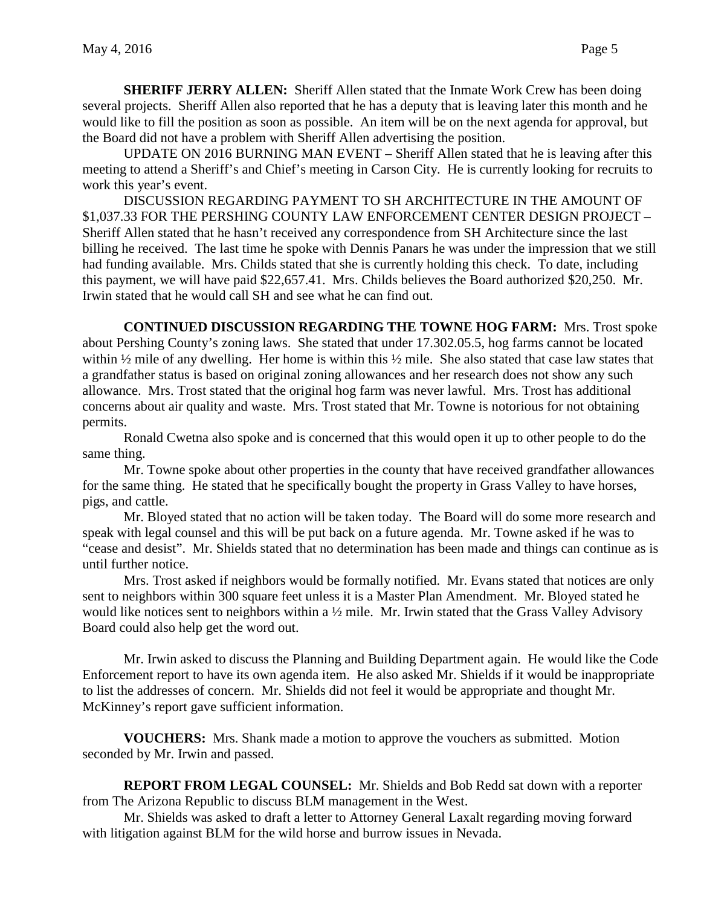**SHERIFF JERRY ALLEN:** Sheriff Allen stated that the Inmate Work Crew has been doing several projects. Sheriff Allen also reported that he has a deputy that is leaving later this month and he would like to fill the position as soon as possible. An item will be on the next agenda for approval, but the Board did not have a problem with Sheriff Allen advertising the position.

UPDATE ON 2016 BURNING MAN EVENT – Sheriff Allen stated that he is leaving after this meeting to attend a Sheriff's and Chief's meeting in Carson City. He is currently looking for recruits to work this year's event.

DISCUSSION REGARDING PAYMENT TO SH ARCHITECTURE IN THE AMOUNT OF $1,037.33 FOR THE PERSHING COUNTY LAW ENFORCEMENT CENTER DESIGN PROJECT – Sheriff Allen stated that he hasn't received any correspondence from SH Architecture since the last billing he received. The last time he spoke with Dennis Panars he was under the impression that we still had funding available. Mrs. Childs stated that she is currently holding this check. To date, including this payment, we will have paid $22,657.41. Mrs. Childs believes the Board authorized $20,250. Mr. Irwin stated that he would call SH and see what he can find out.

**CONTINUED DISCUSSION REGARDING THE TOWNE HOG FARM:** Mrs. Trost spoke about Pershing County's zoning laws. She stated that under 17.302.05.5, hog farms cannot be located within ½ mile of any dwelling. Her home is within this ½ mile. She also stated that case law states that a grandfather status is based on original zoning allowances and her research does not show any such allowance. Mrs. Trost stated that the original hog farm was never lawful. Mrs. Trost has additional concerns about air quality and waste. Mrs. Trost stated that Mr. Towne is notorious for not obtaining permits.

Ronald Cwetna also spoke and is concerned that this would open it up to other people to do the same thing.

Mr. Towne spoke about other properties in the county that have received grandfather allowances for the same thing. He stated that he specifically bought the property in Grass Valley to have horses, pigs, and cattle.

Mr. Bloyed stated that no action will be taken today. The Board will do some more research and speak with legal counsel and this will be put back on a future agenda. Mr. Towne asked if he was to "cease and desist". Mr. Shields stated that no determination has been made and things can continue as is until further notice.

Mrs. Trost asked if neighbors would be formally notified. Mr. Evans stated that notices are only sent to neighbors within 300 square feet unless it is a Master Plan Amendment. Mr. Bloyed stated he would like notices sent to neighbors within a ½ mile. Mr. Irwin stated that the Grass Valley Advisory Board could also help get the word out.

Mr. Irwin asked to discuss the Planning and Building Department again. He would like the Code Enforcement report to have its own agenda item. He also asked Mr. Shields if it would be inappropriate to list the addresses of concern. Mr. Shields did not feel it would be appropriate and thought Mr. McKinney's report gave sufficient information.

**VOUCHERS:** Mrs. Shank made a motion to approve the vouchers as submitted. Motion seconded by Mr. Irwin and passed.

**REPORT FROM LEGAL COUNSEL:** Mr. Shields and Bob Redd sat down with a reporter from The Arizona Republic to discuss BLM management in the West.

Mr. Shields was asked to draft a letter to Attorney General Laxalt regarding moving forward with litigation against BLM for the wild horse and burrow issues in Nevada.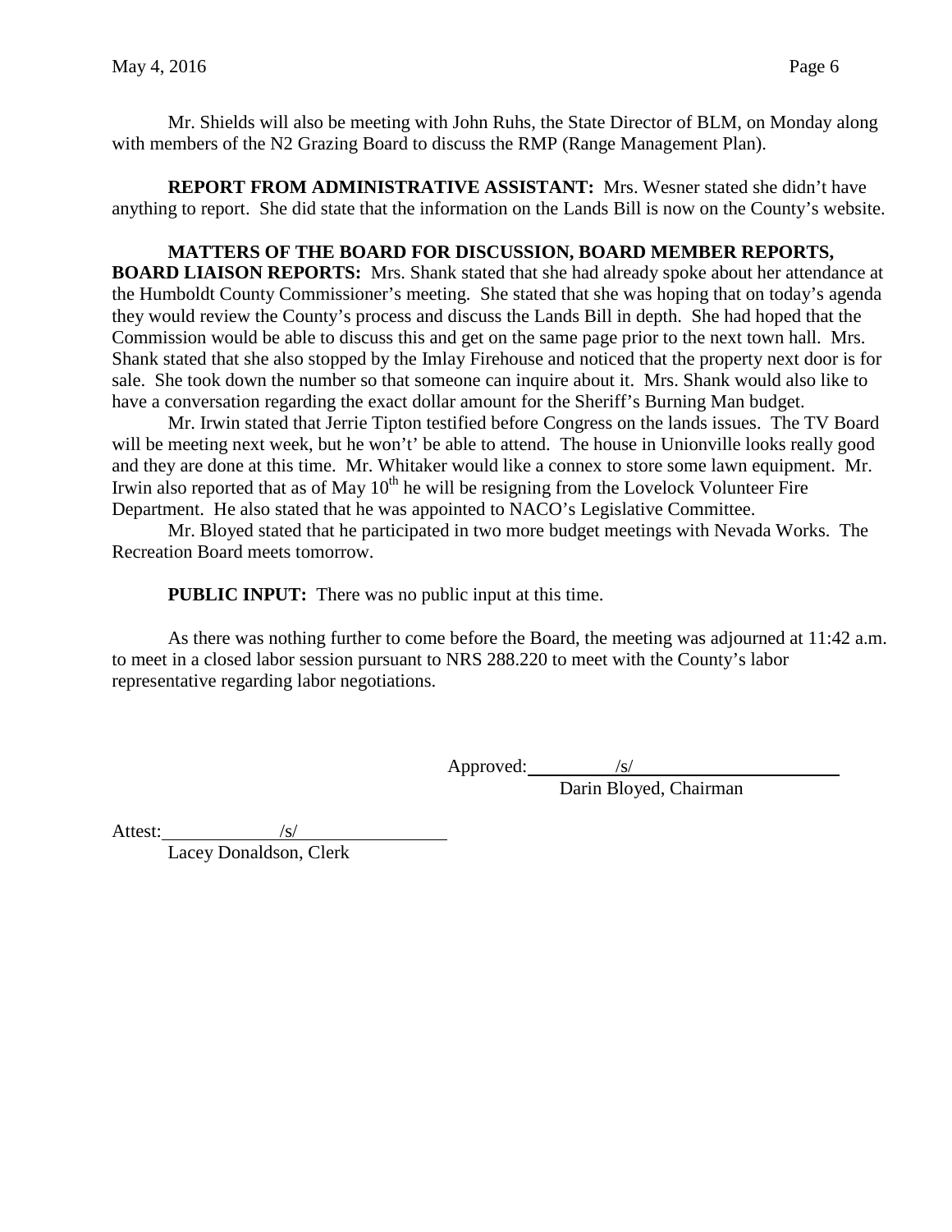Mr. Shields will also be meeting with John Ruhs, the State Director of BLM, on Monday along with members of the N2 Grazing Board to discuss the RMP (Range Management Plan).

**REPORT FROM ADMINISTRATIVE ASSISTANT:** Mrs. Wesner stated she didn't have anything to report. She did state that the information on the Lands Bill is now on the County's website.

**MATTERS OF THE BOARD FOR DISCUSSION, BOARD MEMBER REPORTS, BOARD LIAISON REPORTS:** Mrs. Shank stated that she had already spoke about her attendance at the Humboldt County Commissioner's meeting. She stated that she was hoping that on today's agenda they would review the County's process and discuss the Lands Bill in depth. She had hoped that the Commission would be able to discuss this and get on the same page prior to the next town hall. Mrs. Shank stated that she also stopped by the Imlay Firehouse and noticed that the property next door is for sale. She took down the number so that someone can inquire about it. Mrs. Shank would also like to have a conversation regarding the exact dollar amount for the Sheriff's Burning Man budget.

Mr. Irwin stated that Jerrie Tipton testified before Congress on the lands issues. The TV Board will be meeting next week, but he won't' be able to attend. The house in Unionville looks really good and they are done at this time. Mr. Whitaker would like a connex to store some lawn equipment. Mr. Irwin also reported that as of May 10th he will be resigning from the Lovelock Volunteer Fire Department. He also stated that he was appointed to NACO's Legislative Committee.

Mr. Bloyed stated that he participated in two more budget meetings with Nevada Works. The Recreation Board meets tomorrow.

**PUBLIC INPUT:** There was no public input at this time.

As there was nothing further to come before the Board, the meeting was adjourned at 11:42 a.m. to meet in a closed labor session pursuant to NRS 288.220 to meet with the County's labor representative regarding labor negotiations.

Approved: /s/
Darin Bloyed, Chairman

Attest: /s/
Lacey Donaldson, Clerk